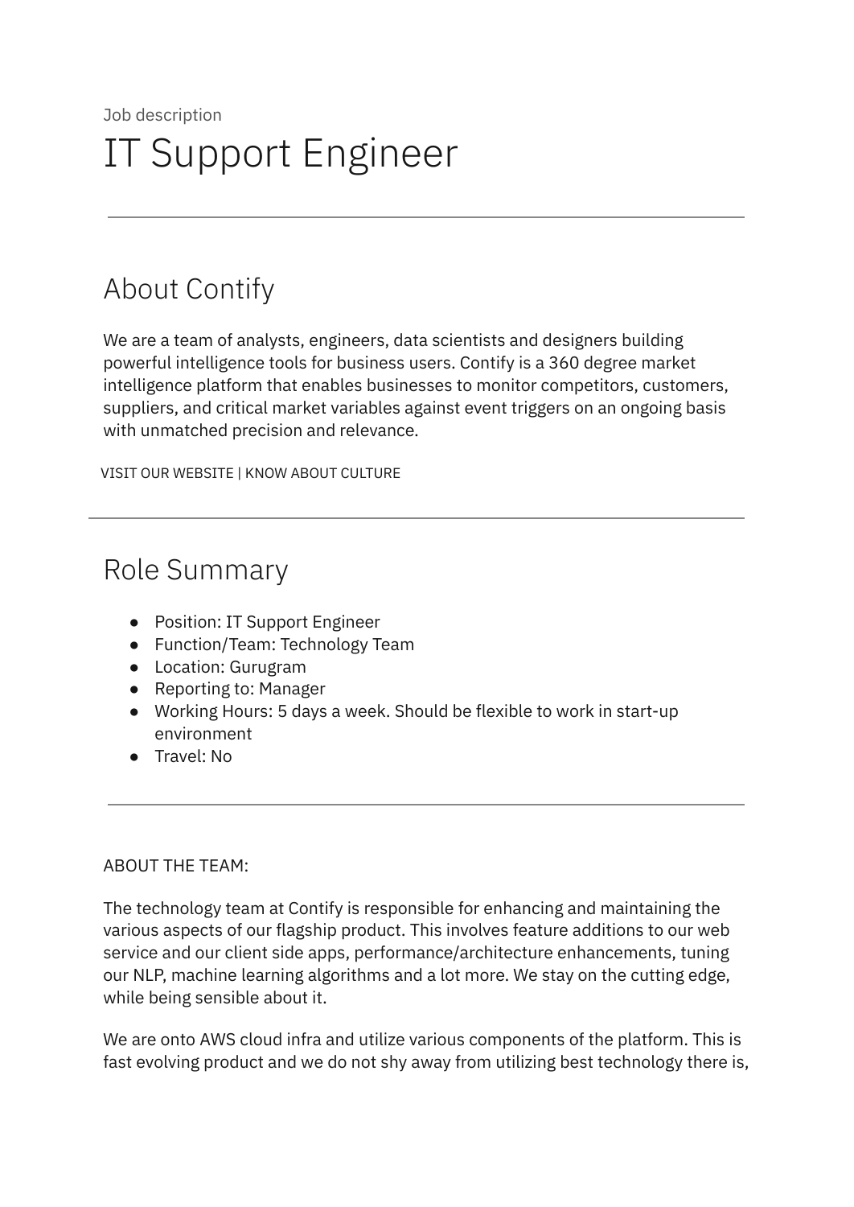Job description

# IT Support Engineer

---

## About Contify

We are a team of analysts, engineers, data scientists and designers building powerful intelligence tools for business users. Contify is a 360 degree market intelligence platform that enables businesses to monitor competitors, customers, suppliers, and critical market variables against event triggers on an ongoing basis with unmatched precision and relevance.

VISIT OUR WEBSITE | KNOW ABOUT CULTURE

---

## Role Summary

- Position: IT Support Engineer
- Function/Team: Technology Team
- Location: Gurugram
- Reporting to: Manager
- Working Hours: 5 days a week. Should be flexible to work in start-up environment
- Travel: No

---

ABOUT THE TEAM:

The technology team at Contify is responsible for enhancing and maintaining the various aspects of our flagship product. This involves feature additions to our web service and our client side apps, performance/architecture enhancements, tuning our NLP, machine learning algorithms and a lot more. We stay on the cutting edge, while being sensible about it.

We are onto AWS cloud infra and utilize various components of the platform. This is fast evolving product and we do not shy away from utilizing best technology there is,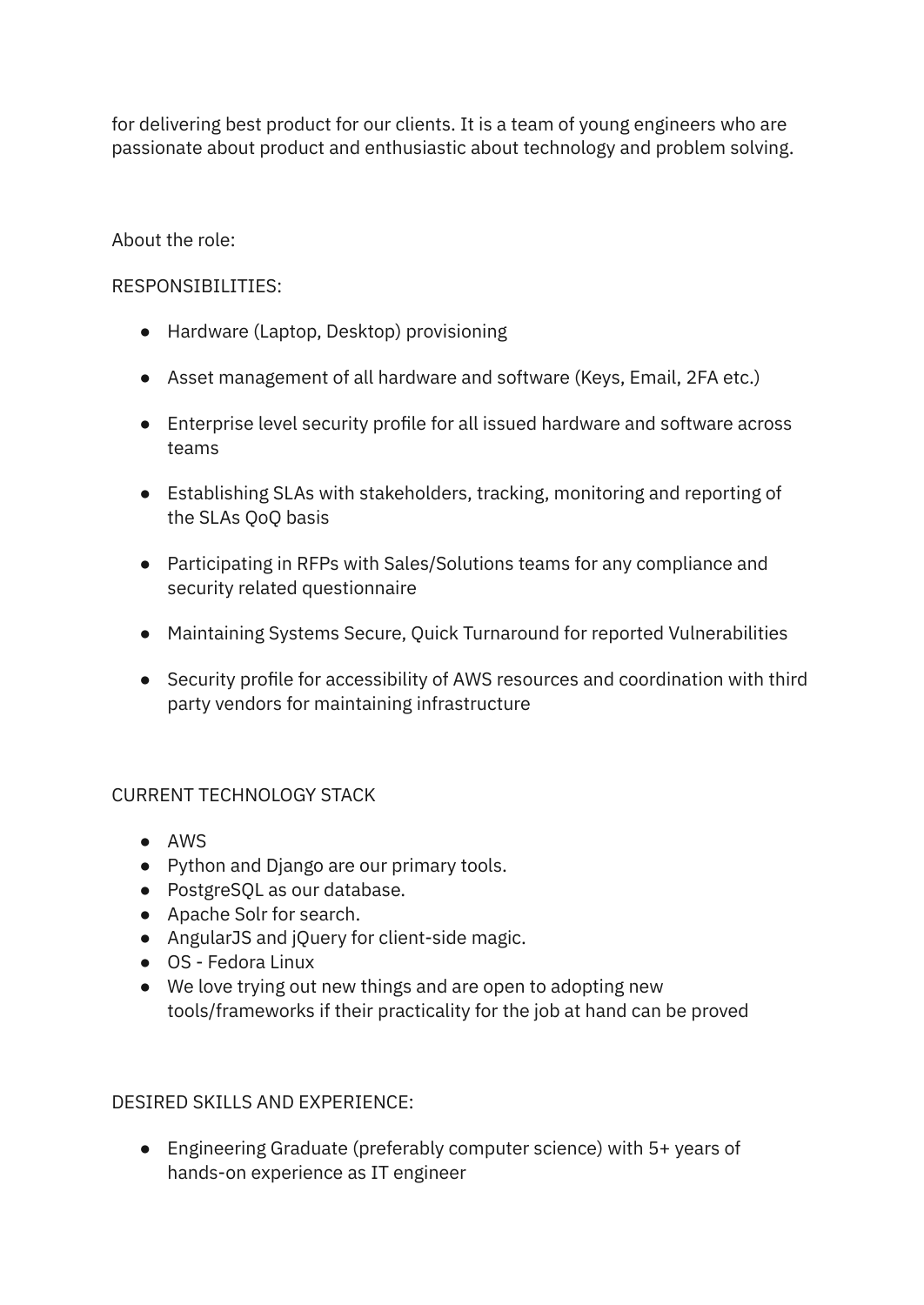for delivering best product for our clients. It is a team of young engineers who are passionate about product and enthusiastic about technology and problem solving.

About the role:

RESPONSIBILITIES:

- Hardware (Laptop, Desktop) provisioning
- Asset management of all hardware and software (Keys, Email, 2FA etc.)
- Enterprise level security profile for all issued hardware and software across teams
- Establishing SLAs with stakeholders, tracking, monitoring and reporting of the SLAs QoQ basis
- Participating in RFPs with Sales/Solutions teams for any compliance and security related questionnaire
- Maintaining Systems Secure, Quick Turnaround for reported Vulnerabilities
- Security profile for accessibility of AWS resources and coordination with third party vendors for maintaining infrastructure

CURRENT TECHNOLOGY STACK

- AWS
- Python and Django are our primary tools.
- PostgreSQL as our database.
- Apache Solr for search.
- AngularJS and jQuery for client-side magic.
- OS - Fedora Linux
- We love trying out new things and are open to adopting new tools/frameworks if their practicality for the job at hand can be proved

DESIRED SKILLS AND EXPERIENCE:

- Engineering Graduate (preferably computer science) with 5+ years of hands-on experience as IT engineer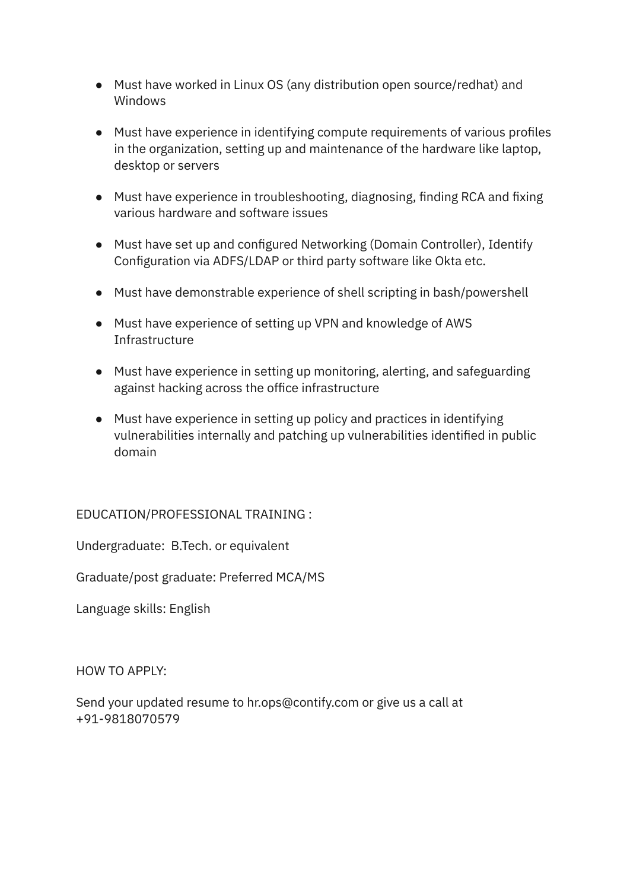- Must have worked in Linux OS (any distribution open source/redhat) and Windows
- Must have experience in identifying compute requirements of various profiles in the organization, setting up and maintenance of the hardware like laptop, desktop or servers
- Must have experience in troubleshooting, diagnosing, finding RCA and fixing various hardware and software issues
- Must have set up and configured Networking (Domain Controller), Identify Configuration via ADFS/LDAP or third party software like Okta etc.
- Must have demonstrable experience of shell scripting in bash/powershell
- Must have experience of setting up VPN and knowledge of AWS Infrastructure
- Must have experience in setting up monitoring, alerting, and safeguarding against hacking across the office infrastructure
- Must have experience in setting up policy and practices in identifying vulnerabilities internally and patching up vulnerabilities identified in public domain

EDUCATION/PROFESSIONAL TRAINING :

Undergraduate: B.Tech. or equivalent

Graduate/post graduate: Preferred MCA/MS

Language skills: English

HOW TO APPLY:

Send your updated resume to hr.ops@contify.com or give us a call at +91-9818070579